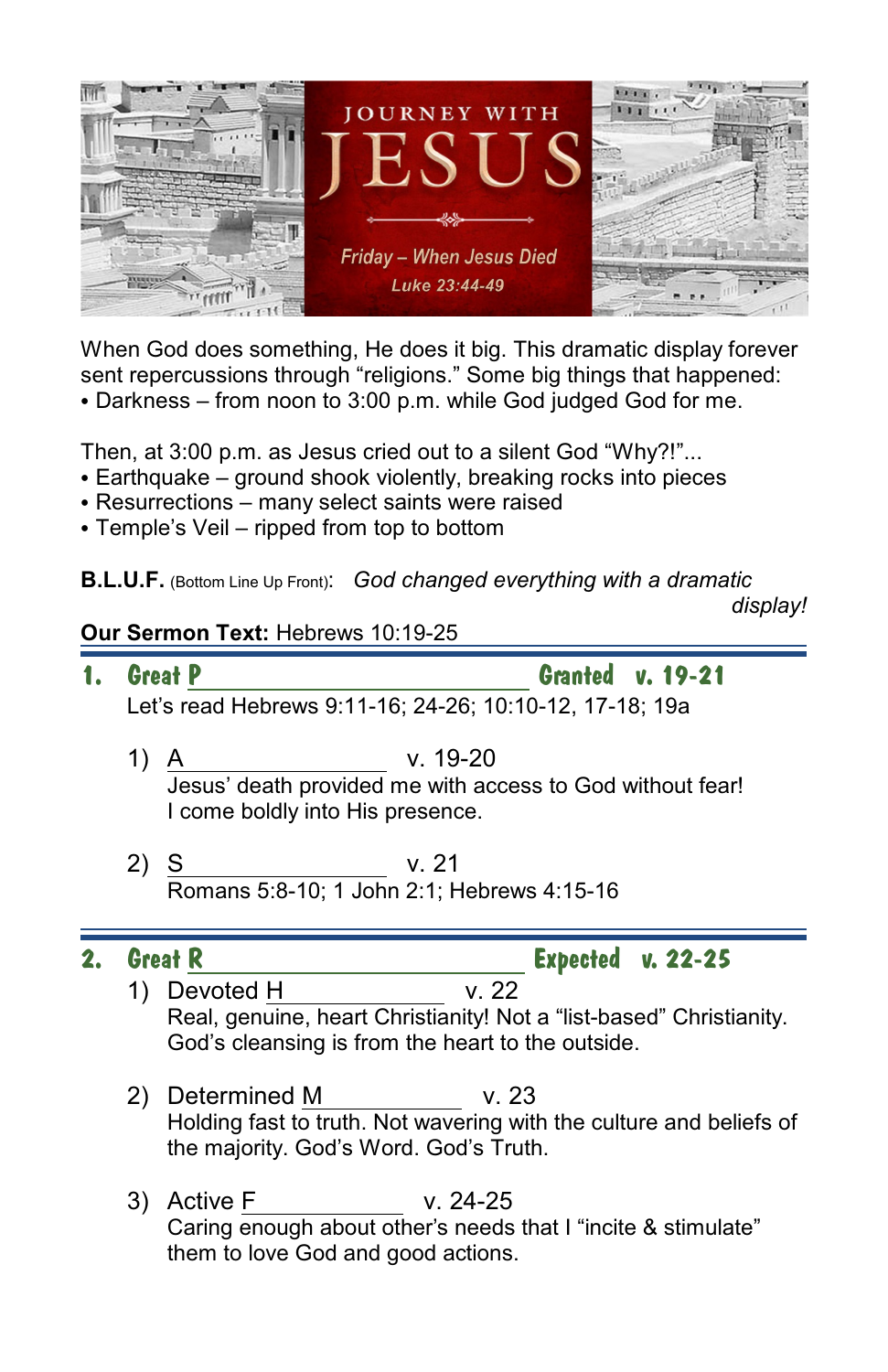# JOURNEY WITH JESUS

*Friday – When Jesus Died*
*Luke 23:44-49*

When God does something, He does it big. This dramatic display forever sent repercussions through "religions." Some big things that happened:

- Darkness – from noon to 3:00 p.m. while God judged God for me.

Then, at 3:00 p.m. as Jesus cried out to a silent God "Why?!"...

- Earthquake – ground shook violently, breaking rocks into pieces
- Resurrections – many select saints were raised
- Temple's Veil – ripped from top to bottom

**B.L.U.F.** (Bottom Line Up Front): *God changed everything with a dramatic display!*

**Our Sermon Text:** Hebrews 10:19-25

## 1. Great P\_\_\_\_\_\_\_\_\_\_\_\_\_\_\_\_\_\_\_\_ Granted v. 19-21

Let's read Hebrews 9:11-16; 24-26; 10:10-12, 17-18; 19a

1) A\_\_\_\_\_\_\_\_\_\_\_\_\_\_ v. 19-20
   Jesus' death provided me with access to God without fear!
   I come boldly into His presence.

2) S\_\_\_\_\_\_\_\_\_\_\_\_\_\_ v. 21
   Romans 5:8-10; 1 John 2:1; Hebrews 4:15-16

## 2. Great R\_\_\_\_\_\_\_\_\_\_\_\_\_\_\_\_\_\_\_\_ Expected v. 22-25

1) Devoted H\_\_\_\_\_\_\_\_\_\_\_\_ v. 22
   Real, genuine, heart Christianity! Not a "list-based" Christianity.
   God's cleansing is from the heart to the outside.

2) Determined M\_\_\_\_\_\_\_\_\_\_\_\_ v. 23
   Holding fast to truth. Not wavering with the culture and beliefs of the majority. God's Word. God's Truth.

3) Active F\_\_\_\_\_\_\_\_\_\_\_\_ v. 24-25
   Caring enough about other's needs that I "incite & stimulate" them to love God and good actions.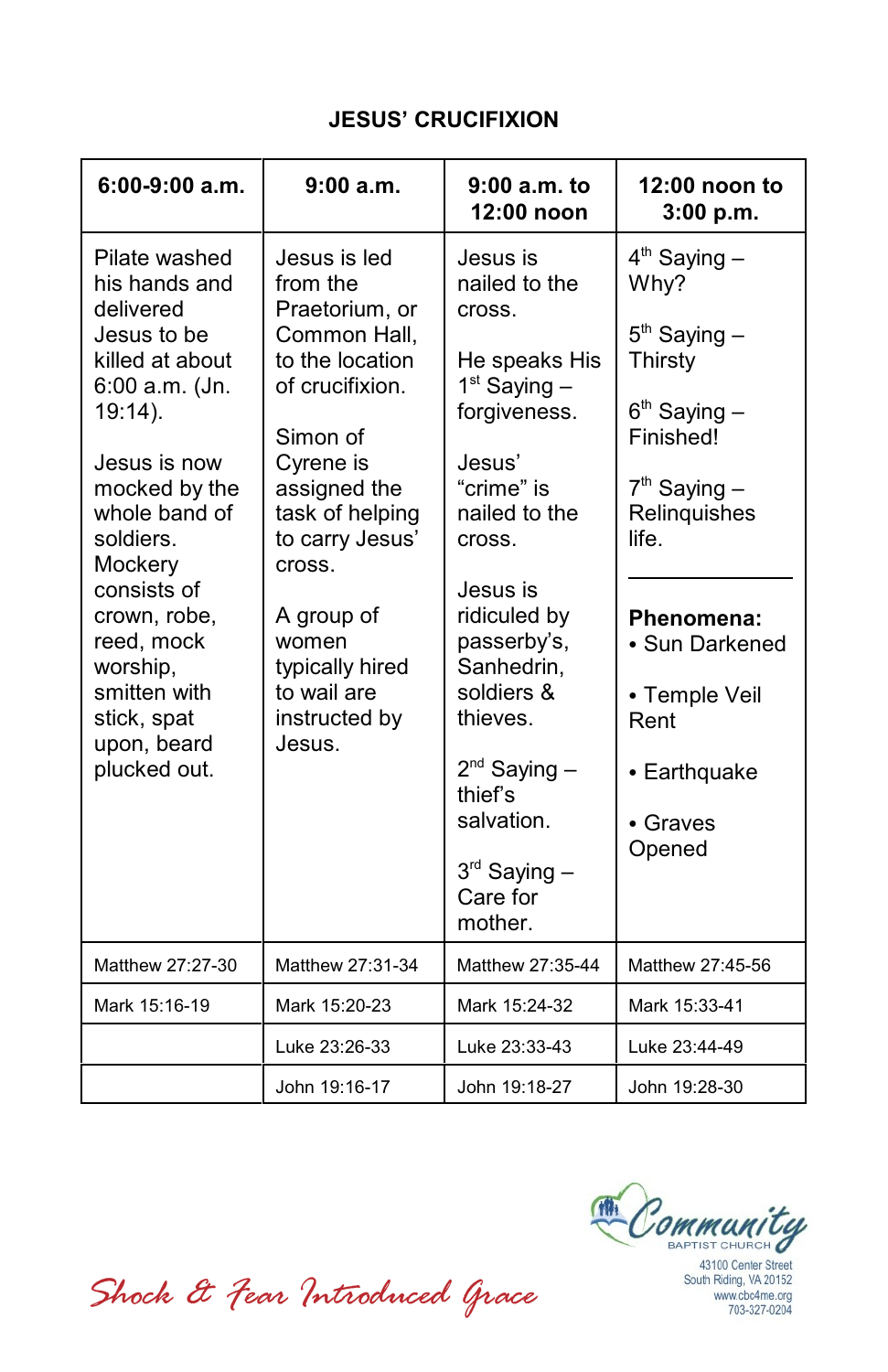## JESUS' CRUCIFIXION

| 6:00-9:00 a.m. | 9:00 a.m. | 9:00 a.m. to 12:00 noon | 12:00 noon to 3:00 p.m. |
|---|---|---|---|
| Pilate washed his hands and delivered Jesus to be killed at about 6:00 a.m. (Jn. 19:14).<br><br>Jesus is now mocked by the whole band of soldiers. Mockery consists of crown, robe, reed, mock worship, smitten with stick, spat upon, beard plucked out. | Jesus is led from the Praetorium, or Common Hall, to the location of crucifixion.<br><br>Simon of Cyrene is assigned the task of helping to carry Jesus' cross.<br><br>A group of women typically hired to wail are instructed by Jesus. | Jesus is nailed to the cross.<br><br>He speaks His 1st Saying – forgiveness.<br><br>Jesus' "crime" is nailed to the cross.<br><br>Jesus is ridiculed by passerby's, Sanhedrin, soldiers & thieves.<br><br>2nd Saying – thief's salvation.<br><br>3rd Saying – Care for mother. | 4th Saying – Why?<br><br>5th Saying – Thirsty<br><br>6th Saying – Finished!<br><br>7th Saying – Relinquishes life.<br><br>---<br><br>**Phenomena:**<br>• Sun Darkened<br><br>• Temple Veil Rent<br><br>• Earthquake<br><br>• Graves Opened |
| Matthew 27:27-30 | Matthew 27:31-34 | Matthew 27:35-44 | Matthew 27:45-56 |
| Mark 15:16-19 | Mark 15:20-23 | Mark 15:24-32 | Mark 15:33-41 |
| | Luke 23:26-33 | Luke 23:33-43 | Luke 23:44-49 |
| | John 19:16-17 | John 19:18-27 | John 19:28-30 |

*Shock & Fear Introduced Grace*

Community
BAPTIST CHURCH
43100 Center Street
South Riding, VA 20152
www.cbc4me.org
703-327-0204